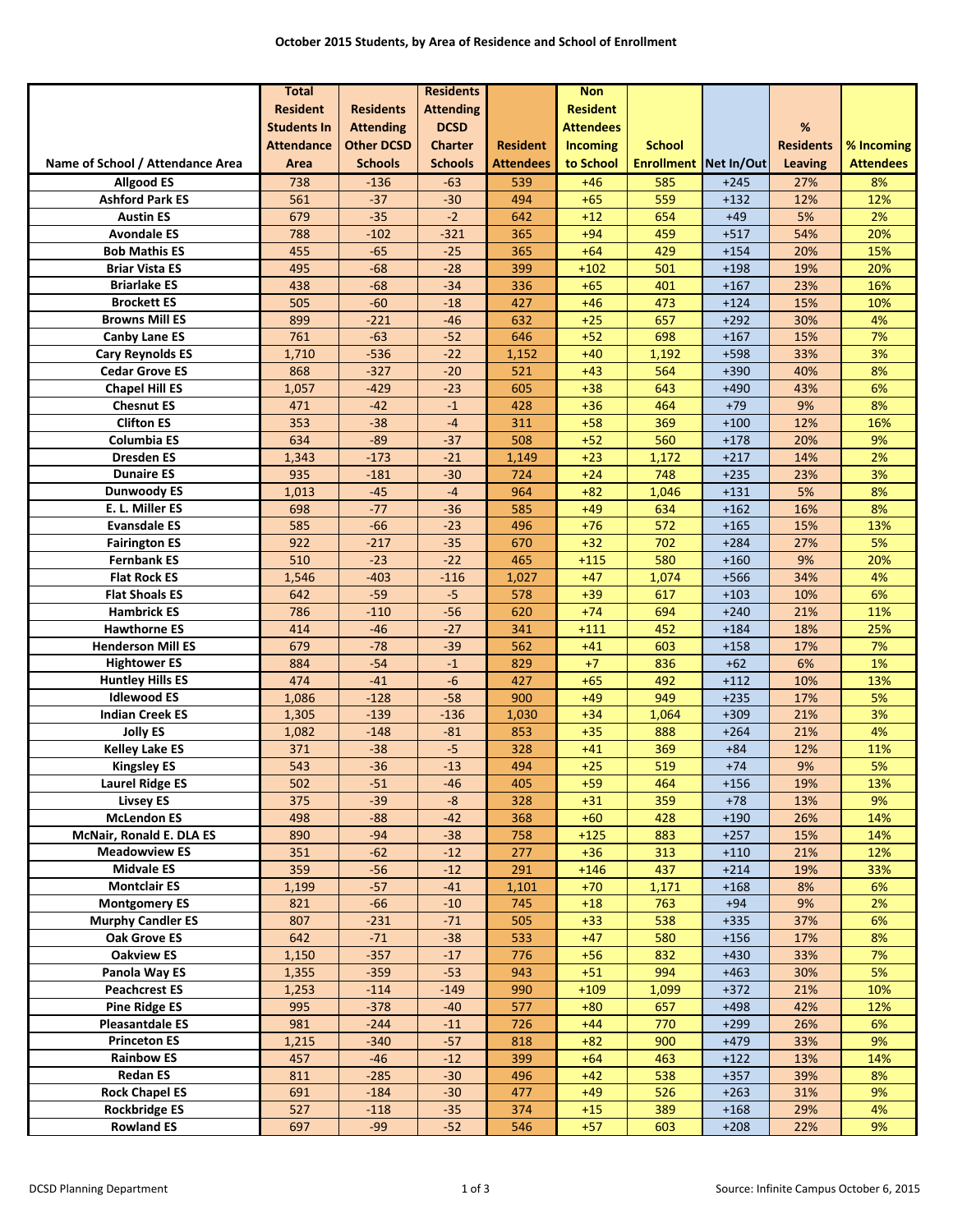**October 2015 Students, by Area of Residence and School of Enrollment**

| Name of School / Attendance Area | Total Resident Students In Attendance Area | Residents Attending Other DCSD Schools | Residents Attending DCSD Charter Schools | Resident Attendees | Non Resident Attendees Incoming to School | School Enrollment | Net In/Out | % Residents Leaving | % Incoming Attendees |
|---|---|---|---|---|---|---|---|---|---|
| Allgood ES | 738 | -136 | -63 | 539 | +46 | 585 | +245 | 27% | 8% |
| Ashford Park ES | 561 | -37 | -30 | 494 | +65 | 559 | +132 | 12% | 12% |
| Austin ES | 679 | -35 | -2 | 642 | +12 | 654 | +49 | 5% | 2% |
| Avondale ES | 788 | -102 | -321 | 365 | +94 | 459 | +517 | 54% | 20% |
| Bob Mathis ES | 455 | -65 | -25 | 365 | +64 | 429 | +154 | 20% | 15% |
| Briar Vista ES | 495 | -68 | -28 | 399 | +102 | 501 | +198 | 19% | 20% |
| Briarlake ES | 438 | -68 | -34 | 336 | +65 | 401 | +167 | 23% | 16% |
| Brockett ES | 505 | -60 | -18 | 427 | +46 | 473 | +124 | 15% | 10% |
| Browns Mill ES | 899 | -221 | -46 | 632 | +25 | 657 | +292 | 30% | 4% |
| Canby Lane ES | 761 | -63 | -52 | 646 | +52 | 698 | +167 | 15% | 7% |
| Cary Reynolds ES | 1,710 | -536 | -22 | 1,152 | +40 | 1,192 | +598 | 33% | 3% |
| Cedar Grove ES | 868 | -327 | -20 | 521 | +43 | 564 | +390 | 40% | 8% |
| Chapel Hill ES | 1,057 | -429 | -23 | 605 | +38 | 643 | +490 | 43% | 6% |
| Chesnut ES | 471 | -42 | -1 | 428 | +36 | 464 | +79 | 9% | 8% |
| Clifton ES | 353 | -38 | -4 | 311 | +58 | 369 | +100 | 12% | 16% |
| Columbia ES | 634 | -89 | -37 | 508 | +52 | 560 | +178 | 20% | 9% |
| Dresden ES | 1,343 | -173 | -21 | 1,149 | +23 | 1,172 | +217 | 14% | 2% |
| Dunaire ES | 935 | -181 | -30 | 724 | +24 | 748 | +235 | 23% | 3% |
| Dunwoody ES | 1,013 | -45 | -4 | 964 | +82 | 1,046 | +131 | 5% | 8% |
| E. L. Miller ES | 698 | -77 | -36 | 585 | +49 | 634 | +162 | 16% | 8% |
| Evansdale ES | 585 | -66 | -23 | 496 | +76 | 572 | +165 | 15% | 13% |
| Fairington ES | 922 | -217 | -35 | 670 | +32 | 702 | +284 | 27% | 5% |
| Fernbank ES | 510 | -23 | -22 | 465 | +115 | 580 | +160 | 9% | 20% |
| Flat Rock ES | 1,546 | -403 | -116 | 1,027 | +47 | 1,074 | +566 | 34% | 4% |
| Flat Shoals ES | 642 | -59 | -5 | 578 | +39 | 617 | +103 | 10% | 6% |
| Hambrick ES | 786 | -110 | -56 | 620 | +74 | 694 | +240 | 21% | 11% |
| Hawthorne ES | 414 | -46 | -27 | 341 | +111 | 452 | +184 | 18% | 25% |
| Henderson Mill ES | 679 | -78 | -39 | 562 | +41 | 603 | +158 | 17% | 7% |
| Hightower ES | 884 | -54 | -1 | 829 | +7 | 836 | +62 | 6% | 1% |
| Huntley Hills ES | 474 | -41 | -6 | 427 | +65 | 492 | +112 | 10% | 13% |
| Idlewood ES | 1,086 | -128 | -58 | 900 | +49 | 949 | +235 | 17% | 5% |
| Indian Creek ES | 1,305 | -139 | -136 | 1,030 | +34 | 1,064 | +309 | 21% | 3% |
| Jolly ES | 1,082 | -148 | -81 | 853 | +35 | 888 | +264 | 21% | 4% |
| Kelley Lake ES | 371 | -38 | -5 | 328 | +41 | 369 | +84 | 12% | 11% |
| Kingsley ES | 543 | -36 | -13 | 494 | +25 | 519 | +74 | 9% | 5% |
| Laurel Ridge ES | 502 | -51 | -46 | 405 | +59 | 464 | +156 | 19% | 13% |
| Livsey ES | 375 | -39 | -8 | 328 | +31 | 359 | +78 | 13% | 9% |
| McLendon ES | 498 | -88 | -42 | 368 | +60 | 428 | +190 | 26% | 14% |
| McNair, Ronald E. DLA ES | 890 | -94 | -38 | 758 | +125 | 883 | +257 | 15% | 14% |
| Meadowview ES | 351 | -62 | -12 | 277 | +36 | 313 | +110 | 21% | 12% |
| Midvale ES | 359 | -56 | -12 | 291 | +146 | 437 | +214 | 19% | 33% |
| Montclair ES | 1,199 | -57 | -41 | 1,101 | +70 | 1,171 | +168 | 8% | 6% |
| Montgomery ES | 821 | -66 | -10 | 745 | +18 | 763 | +94 | 9% | 2% |
| Murphy Candler ES | 807 | -231 | -71 | 505 | +33 | 538 | +335 | 37% | 6% |
| Oak Grove ES | 642 | -71 | -38 | 533 | +47 | 580 | +156 | 17% | 8% |
| Oakview ES | 1,150 | -357 | -17 | 776 | +56 | 832 | +430 | 33% | 7% |
| Panola Way ES | 1,355 | -359 | -53 | 943 | +51 | 994 | +463 | 30% | 5% |
| Peachcrest ES | 1,253 | -114 | -149 | 990 | +109 | 1,099 | +372 | 21% | 10% |
| Pine Ridge ES | 995 | -378 | -40 | 577 | +80 | 657 | +498 | 42% | 12% |
| Pleasantdale ES | 981 | -244 | -11 | 726 | +44 | 770 | +299 | 26% | 6% |
| Princeton ES | 1,215 | -340 | -57 | 818 | +82 | 900 | +479 | 33% | 9% |
| Rainbow ES | 457 | -46 | -12 | 399 | +64 | 463 | +122 | 13% | 14% |
| Redan ES | 811 | -285 | -30 | 496 | +42 | 538 | +357 | 39% | 8% |
| Rock Chapel ES | 691 | -184 | -30 | 477 | +49 | 526 | +263 | 31% | 9% |
| Rockbridge ES | 527 | -118 | -35 | 374 | +15 | 389 | +168 | 29% | 4% |
| Rowland ES | 697 | -99 | -52 | 546 | +57 | 603 | +208 | 22% | 9% |

DCSD Planning Department

Source: Infinite Campus October 6, 2015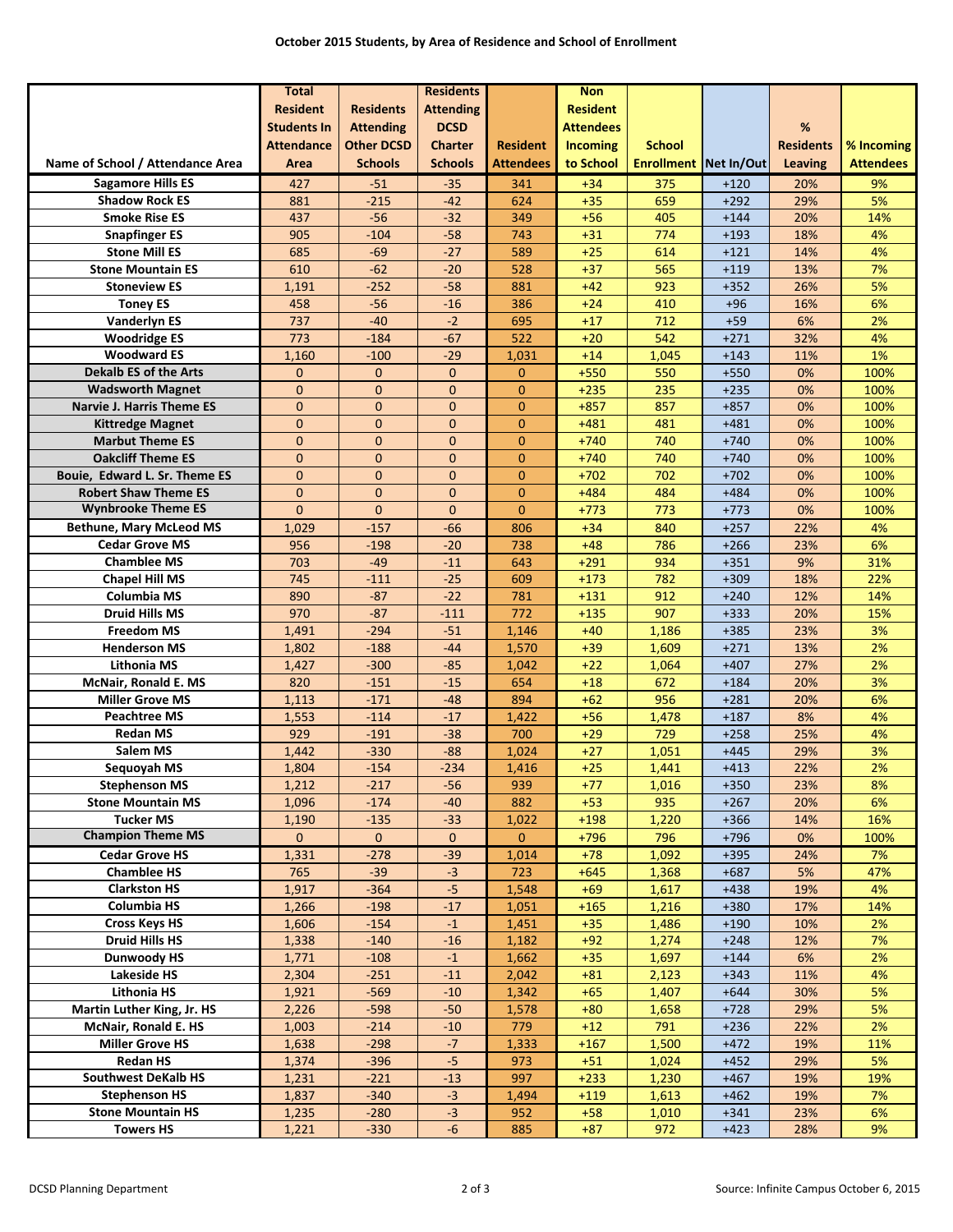**October 2015 Students, by Area of Residence and School of Enrollment**

| Name of School / Attendance Area | Total Resident Students In Attendance Area | Residents Attending Other DCSD Schools | Residents Attending DCSD Charter Schools | Resident Attendees | Non Resident Attendees Incoming to School | School Enrollment | Net In/Out | % Residents Leaving | % Incoming Attendees |
|---|---|---|---|---|---|---|---|---|---|
| Sagamore Hills ES | 427 | -51 | -35 | 341 | +34 | 375 | +120 | 20% | 9% |
| Shadow Rock ES | 881 | -215 | -42 | 624 | +35 | 659 | +292 | 29% | 5% |
| Smoke Rise ES | 437 | -56 | -32 | 349 | +56 | 405 | +144 | 20% | 14% |
| Snapfinger ES | 905 | -104 | -58 | 743 | +31 | 774 | +193 | 18% | 4% |
| Stone Mill ES | 685 | -69 | -27 | 589 | +25 | 614 | +121 | 14% | 4% |
| Stone Mountain ES | 610 | -62 | -20 | 528 | +37 | 565 | +119 | 13% | 7% |
| Stoneview ES | 1,191 | -252 | -58 | 881 | +42 | 923 | +352 | 26% | 5% |
| Toney ES | 458 | -56 | -16 | 386 | +24 | 410 | +96 | 16% | 6% |
| Vanderlyn ES | 737 | -40 | -2 | 695 | +17 | 712 | +59 | 6% | 2% |
| Woodridge ES | 773 | -184 | -67 | 522 | +20 | 542 | +271 | 32% | 4% |
| Woodward ES | 1,160 | -100 | -29 | 1,031 | +14 | 1,045 | +143 | 11% | 1% |
| Dekalb ES of the Arts | 0 | 0 | 0 | 0 | +550 | 550 | +550 | 0% | 100% |
| Wadsworth Magnet | 0 | 0 | 0 | 0 | +235 | 235 | +235 | 0% | 100% |
| Narvie J. Harris Theme ES | 0 | 0 | 0 | 0 | +857 | 857 | +857 | 0% | 100% |
| Kittredge Magnet | 0 | 0 | 0 | 0 | +481 | 481 | +481 | 0% | 100% |
| Marbut Theme ES | 0 | 0 | 0 | 0 | +740 | 740 | +740 | 0% | 100% |
| Oakcliff Theme ES | 0 | 0 | 0 | 0 | +740 | 740 | +740 | 0% | 100% |
| Bouie, Edward L. Sr. Theme ES | 0 | 0 | 0 | 0 | +702 | 702 | +702 | 0% | 100% |
| Robert Shaw Theme ES | 0 | 0 | 0 | 0 | +484 | 484 | +484 | 0% | 100% |
| Wynbrooke Theme ES | 0 | 0 | 0 | 0 | +773 | 773 | +773 | 0% | 100% |
| Bethune, Mary McLeod MS | 1,029 | -157 | -66 | 806 | +34 | 840 | +257 | 22% | 4% |
| Cedar Grove MS | 956 | -198 | -20 | 738 | +48 | 786 | +266 | 23% | 6% |
| Chamblee MS | 703 | -49 | -11 | 643 | +291 | 934 | +351 | 9% | 31% |
| Chapel Hill MS | 745 | -111 | -25 | 609 | +173 | 782 | +309 | 18% | 22% |
| Columbia MS | 890 | -87 | -22 | 781 | +131 | 912 | +240 | 12% | 14% |
| Druid Hills MS | 970 | -87 | -111 | 772 | +135 | 907 | +333 | 20% | 15% |
| Freedom MS | 1,491 | -294 | -51 | 1,146 | +40 | 1,186 | +385 | 23% | 3% |
| Henderson MS | 1,802 | -188 | -44 | 1,570 | +39 | 1,609 | +271 | 13% | 2% |
| Lithonia MS | 1,427 | -300 | -85 | 1,042 | +22 | 1,064 | +407 | 27% | 2% |
| McNair, Ronald E. MS | 820 | -151 | -15 | 654 | +18 | 672 | +184 | 20% | 3% |
| Miller Grove MS | 1,113 | -171 | -48 | 894 | +62 | 956 | +281 | 20% | 6% |
| Peachtree MS | 1,553 | -114 | -17 | 1,422 | +56 | 1,478 | +187 | 8% | 4% |
| Redan MS | 929 | -191 | -38 | 700 | +29 | 729 | +258 | 25% | 4% |
| Salem MS | 1,442 | -330 | -88 | 1,024 | +27 | 1,051 | +445 | 29% | 3% |
| Sequoyah MS | 1,804 | -154 | -234 | 1,416 | +25 | 1,441 | +413 | 22% | 2% |
| Stephenson MS | 1,212 | -217 | -56 | 939 | +77 | 1,016 | +350 | 23% | 8% |
| Stone Mountain MS | 1,096 | -174 | -40 | 882 | +53 | 935 | +267 | 20% | 6% |
| Tucker MS | 1,190 | -135 | -33 | 1,022 | +198 | 1,220 | +366 | 14% | 16% |
| Champion Theme MS | 0 | 0 | 0 | 0 | +796 | 796 | +796 | 0% | 100% |
| Cedar Grove HS | 1,331 | -278 | -39 | 1,014 | +78 | 1,092 | +395 | 24% | 7% |
| Chamblee HS | 765 | -39 | -3 | 723 | +645 | 1,368 | +687 | 5% | 47% |
| Clarkston HS | 1,917 | -364 | -5 | 1,548 | +69 | 1,617 | +438 | 19% | 4% |
| Columbia HS | 1,266 | -198 | -17 | 1,051 | +165 | 1,216 | +380 | 17% | 14% |
| Cross Keys HS | 1,606 | -154 | -1 | 1,451 | +35 | 1,486 | +190 | 10% | 2% |
| Druid Hills HS | 1,338 | -140 | -16 | 1,182 | +92 | 1,274 | +248 | 12% | 7% |
| Dunwoody HS | 1,771 | -108 | -1 | 1,662 | +35 | 1,697 | +144 | 6% | 2% |
| Lakeside HS | 2,304 | -251 | -11 | 2,042 | +81 | 2,123 | +343 | 11% | 4% |
| Lithonia HS | 1,921 | -569 | -10 | 1,342 | +65 | 1,407 | +644 | 30% | 5% |
| Martin Luther King, Jr. HS | 2,226 | -598 | -50 | 1,578 | +80 | 1,658 | +728 | 29% | 5% |
| McNair, Ronald E. HS | 1,003 | -214 | -10 | 779 | +12 | 791 | +236 | 22% | 2% |
| Miller Grove HS | 1,638 | -298 | -7 | 1,333 | +167 | 1,500 | +472 | 19% | 11% |
| Redan HS | 1,374 | -396 | -5 | 973 | +51 | 1,024 | +452 | 29% | 5% |
| Southwest DeKalb HS | 1,231 | -221 | -13 | 997 | +233 | 1,230 | +467 | 19% | 19% |
| Stephenson HS | 1,837 | -340 | -3 | 1,494 | +119 | 1,613 | +462 | 19% | 7% |
| Stone Mountain HS | 1,235 | -280 | -3 | 952 | +58 | 1,010 | +341 | 23% | 6% |
| Towers HS | 1,221 | -330 | -6 | 885 | +87 | 972 | +423 | 28% | 9% |

DCSD Planning Department

Source: Infinite Campus October 6, 2015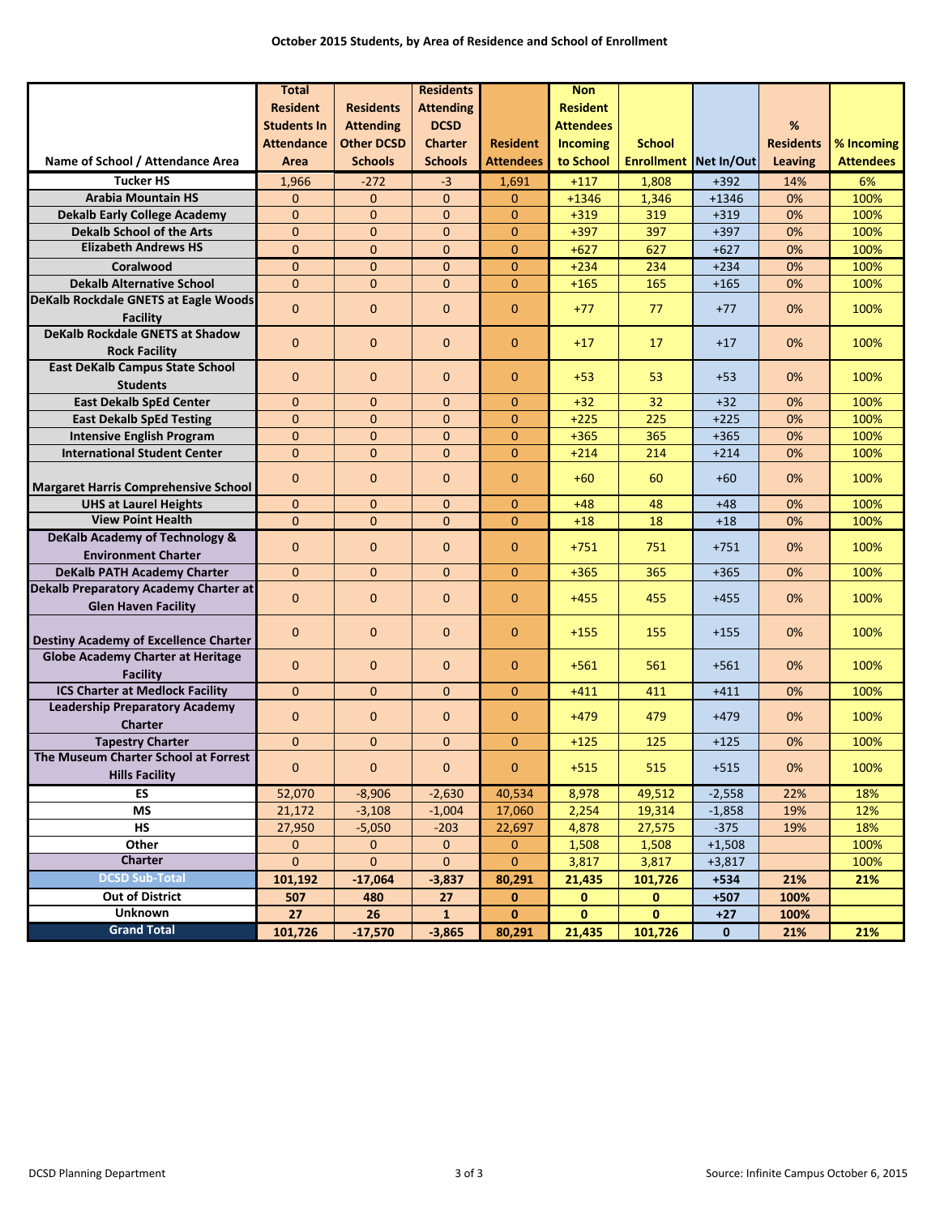**October 2015 Students, by Area of Residence and School of Enrollment**

| Name of School / Attendance Area | Total Resident Students In Attendance Area | Residents Attending Other DCSD Schools | Residents Attending DCSD Charter Schools | Resident Attendees | Non Resident Attendees Incoming to School | School Enrollment | Net In/Out | % Residents Leaving | % Incoming Attendees |
|---|---|---|---|---|---|---|---|---|---|
| Tucker HS | 1,966 | -272 | -3 | 1,691 | +117 | 1,808 | +392 | 14% | 6% |
| Arabia Mountain HS | 0 | 0 | 0 | 0 | +1346 | 1,346 | +1346 | 0% | 100% |
| Dekalb Early College Academy | 0 | 0 | 0 | 0 | +319 | 319 | +319 | 0% | 100% |
| Dekalb School of the Arts | 0 | 0 | 0 | 0 | +397 | 397 | +397 | 0% | 100% |
| Elizabeth Andrews HS | 0 | 0 | 0 | 0 | +627 | 627 | +627 | 0% | 100% |
| Coralwood | 0 | 0 | 0 | 0 | +234 | 234 | +234 | 0% | 100% |
| Dekalb Alternative School | 0 | 0 | 0 | 0 | +165 | 165 | +165 | 0% | 100% |
| DeKalb Rockdale GNETS at Eagle Woods Facility | 0 | 0 | 0 | 0 | +77 | 77 | +77 | 0% | 100% |
| DeKalb Rockdale GNETS at Shadow Rock Facility | 0 | 0 | 0 | 0 | +17 | 17 | +17 | 0% | 100% |
| East DeKalb Campus State School Students | 0 | 0 | 0 | 0 | +53 | 53 | +53 | 0% | 100% |
| East Dekalb SpEd Center | 0 | 0 | 0 | 0 | +32 | 32 | +32 | 0% | 100% |
| East Dekalb SpEd Testing | 0 | 0 | 0 | 0 | +225 | 225 | +225 | 0% | 100% |
| Intensive English Program | 0 | 0 | 0 | 0 | +365 | 365 | +365 | 0% | 100% |
| International Student Center | 0 | 0 | 0 | 0 | +214 | 214 | +214 | 0% | 100% |
| Margaret Harris Comprehensive School | 0 | 0 | 0 | 0 | +60 | 60 | +60 | 0% | 100% |
| UHS at Laurel Heights | 0 | 0 | 0 | 0 | +48 | 48 | +48 | 0% | 100% |
| View Point Health | 0 | 0 | 0 | 0 | +18 | 18 | +18 | 0% | 100% |
| DeKalb Academy of Technology & Environment Charter | 0 | 0 | 0 | 0 | +751 | 751 | +751 | 0% | 100% |
| DeKalb PATH Academy Charter | 0 | 0 | 0 | 0 | +365 | 365 | +365 | 0% | 100% |
| Dekalb Preparatory Academy Charter at Glen Haven Facility | 0 | 0 | 0 | 0 | +455 | 455 | +455 | 0% | 100% |
| Destiny Academy of Excellence Charter | 0 | 0 | 0 | 0 | +155 | 155 | +155 | 0% | 100% |
| Globe Academy Charter at Heritage Facility | 0 | 0 | 0 | 0 | +561 | 561 | +561 | 0% | 100% |
| ICS Charter at Medlock Facility | 0 | 0 | 0 | 0 | +411 | 411 | +411 | 0% | 100% |
| Leadership Preparatory Academy Charter | 0 | 0 | 0 | 0 | +479 | 479 | +479 | 0% | 100% |
| Tapestry Charter | 0 | 0 | 0 | 0 | +125 | 125 | +125 | 0% | 100% |
| The Museum Charter School at Forrest Hills Facility | 0 | 0 | 0 | 0 | +515 | 515 | +515 | 0% | 100% |
| ES | 52,070 | -8,906 | -2,630 | 40,534 | 8,978 | 49,512 | -2,558 | 22% | 18% |
| MS | 21,172 | -3,108 | -1,004 | 17,060 | 2,254 | 19,314 | -1,858 | 19% | 12% |
| HS | 27,950 | -5,050 | -203 | 22,697 | 4,878 | 27,575 | -375 | 19% | 18% |
| Other | 0 | 0 | 0 | 0 | 1,508 | 1,508 | +1,508 | | 100% |
| Charter | 0 | 0 | 0 | 0 | 3,817 | 3,817 | +3,817 | | 100% |
| **DCSD Sub-Total** | **101,192** | **-17,064** | **-3,837** | **80,291** | **21,435** | **101,726** | **+534** | **21%** | **21%** |
| **Out of District** | **507** | **480** | **27** | **0** | **0** | **0** | **+507** | **100%** | |
| **Unknown** | **27** | **26** | **1** | **0** | **0** | **0** | **+27** | **100%** | |
| **Grand Total** | **101,726** | **-17,570** | **-3,865** | **80,291** | **21,435** | **101,726** | **0** | **21%** | **21%** |

DCSD Planning Department

Source: Infinite Campus October 6, 2015